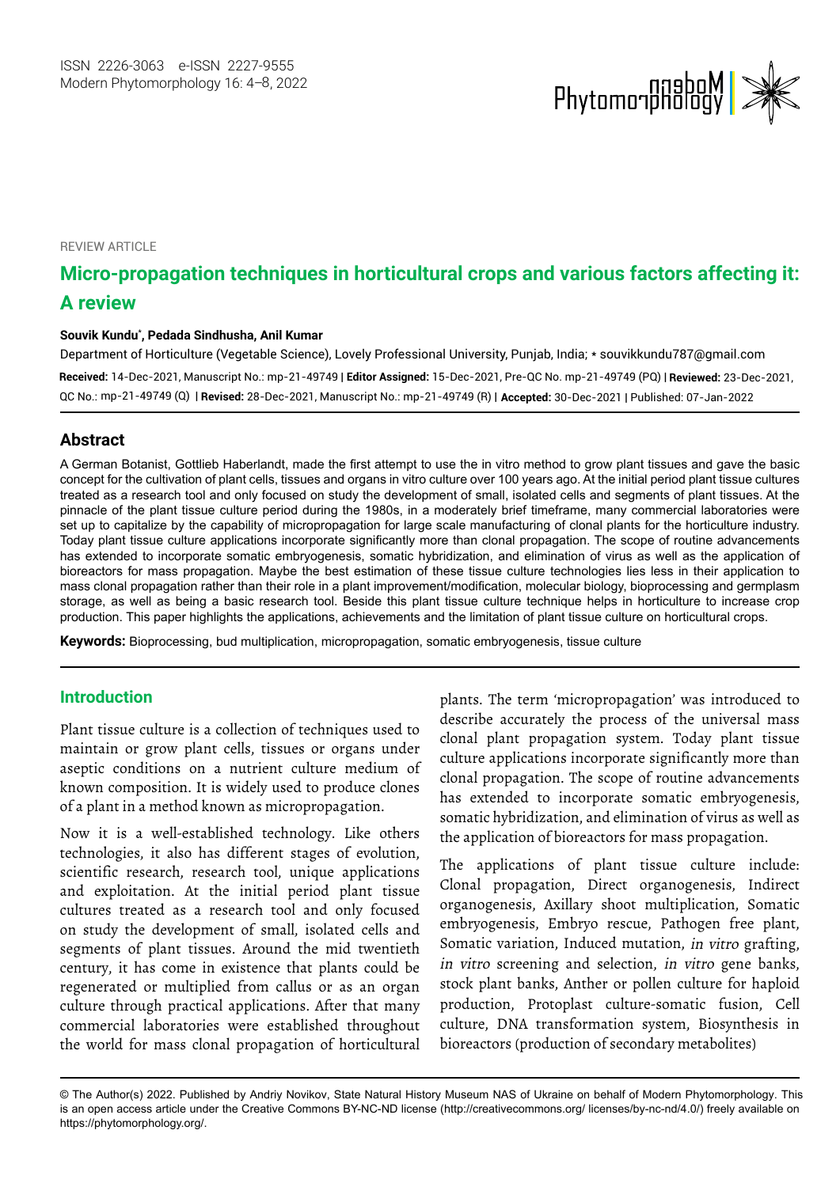REVIEW ARTICLE

# Micro-propagation techniques in horticultural crops and various factors affecting it: A review

**Souvik Kundu***, **Pedada Sindhusha, Anil Kumar**

Department of Horticulture (Vegetable Science), Lovely Professional University, Punjab, India; * souvikkundu787@gmail.com

**Received:** 14-Dec-2021, Manuscript No.: mp-21-49749 | **Editor Assigned:** 15-Dec-2021, Pre-QC No. mp-21-49749 (PQ) | **Reviewed:** 23-Dec-2021, QC No.: mp-21-49749 (Q) | **Revised:** 28-Dec-2021, Manuscript No.: mp-21-49749 (R) | **Accepted:** 30-Dec-2021 | Published: 07-Jan-2022

## Abstract

A German Botanist, Gottlieb Haberlandt, made the first attempt to use the in vitro method to grow plant tissues and gave the basic concept for the cultivation of plant cells, tissues and organs in vitro culture over 100 years ago. At the initial period plant tissue cultures treated as a research tool and only focused on study the development of small, isolated cells and segments of plant tissues. At the pinnacle of the plant tissue culture period during the 1980s, in a moderately brief timeframe, many commercial laboratories were set up to capitalize by the capability of micropropagation for large scale manufacturing of clonal plants for the horticulture industry. Today plant tissue culture applications incorporate significantly more than clonal propagation. The scope of routine advancements has extended to incorporate somatic embryogenesis, somatic hybridization, and elimination of virus as well as the application of bioreactors for mass propagation. Maybe the best estimation of these tissue culture technologies lies less in their application to mass clonal propagation rather than their role in a plant improvement/modification, molecular biology, bioprocessing and germplasm storage, as well as being a basic research tool. Beside this plant tissue culture technique helps in horticulture to increase crop production. This paper highlights the applications, achievements and the limitation of plant tissue culture on horticultural crops.

**Keywords:** Bioprocessing, bud multiplication, micropropagation, somatic embryogenesis, tissue culture

## Introduction

Plant tissue culture is a collection of techniques used to maintain or grow plant cells, tissues or organs under aseptic conditions on a nutrient culture medium of known composition. It is widely used to produce clones of a plant in a method known as micropropagation.

Now it is a well-established technology. Like others technologies, it also has different stages of evolution, scientific research, research tool, unique applications and exploitation. At the initial period plant tissue cultures treated as a research tool and only focused on study the development of small, isolated cells and segments of plant tissues. Around the mid twentieth century, it has come in existence that plants could be regenerated or multiplied from callus or as an organ culture through practical applications. After that many commercial laboratories were established throughout the world for mass clonal propagation of horticultural plants. The term 'micropropagation' was introduced to describe accurately the process of the universal mass clonal plant propagation system. Today plant tissue culture applications incorporate significantly more than clonal propagation. The scope of routine advancements has extended to incorporate somatic embryogenesis, somatic hybridization, and elimination of virus as well as the application of bioreactors for mass propagation.

The applications of plant tissue culture include: Clonal propagation, Direct organogenesis, Indirect organogenesis, Axillary shoot multiplication, Somatic embryogenesis, Embryo rescue, Pathogen free plant, Somatic variation, Induced mutation, *in vitro* grafting, *in vitro* screening and selection, *in vitro* gene banks, stock plant banks, Anther or pollen culture for haploid production, Protoplast culture-somatic fusion, Cell culture, DNA transformation system, Biosynthesis in bioreactors (production of secondary metabolites)

© The Author(s) 2022. Published by Andriy Novikov, State Natural History Museum NAS of Ukraine on behalf of Modern Phytomorphology. This is an open access article under the Creative Commons BY-NC-ND license (http://creativecommons.org/ licenses/by-nc-nd/4.0/) freely available on https://phytomorphology.org/.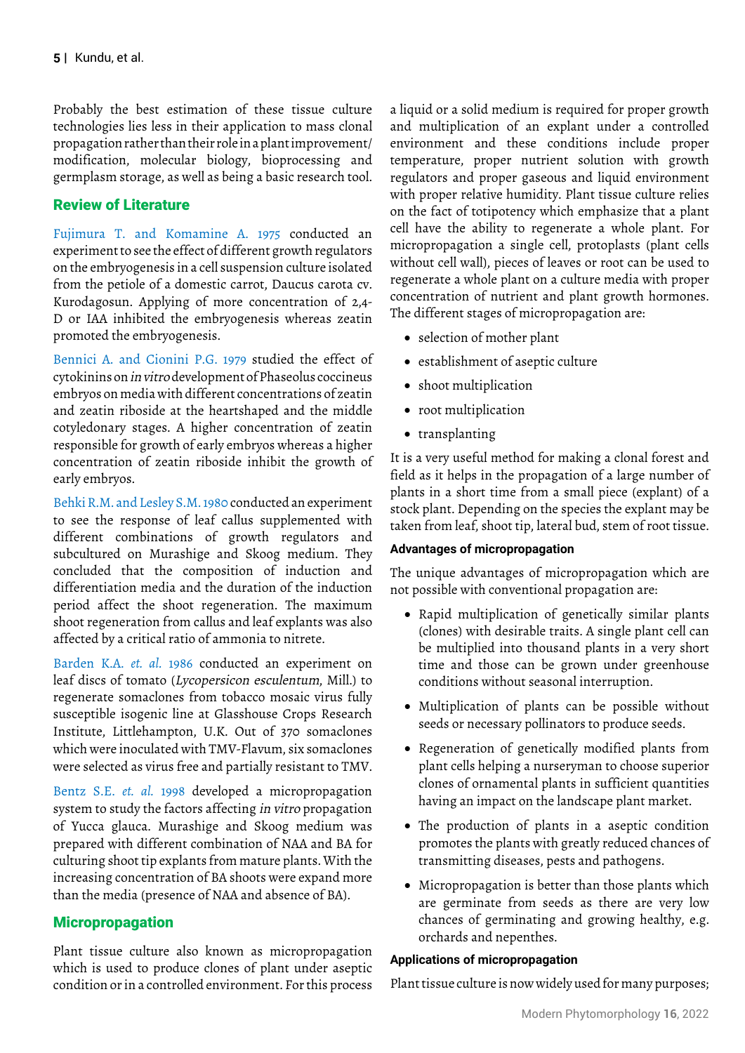Probably the best estimation of these tissue culture technologies lies less in their application to mass clonal propagation rather than their role in a plant improvement/ modification, molecular biology, bioprocessing and germplasm storage, as well as being a basic research tool.

## Review of Literature

Fujimura T. and Komamine A. 1975 conducted an experiment to see the effect of different growth regulators on the embryogenesis in a cell suspension culture isolated from the petiole of a domestic carrot, Daucus carota cv. Kurodagosun. Applying of more concentration of 2,4-D or IAA inhibited the embryogenesis whereas zeatin promoted the embryogenesis.

Bennici A. and Cionini P.G. 1979 studied the effect of cytokinins on *in vitro* development of Phaseolus coccineus embryos on media with different concentrations of zeatin and zeatin riboside at the heartshaped and the middle cotyledonary stages. A higher concentration of zeatin responsible for growth of early embryos whereas a higher concentration of zeatin riboside inhibit the growth of early embryos.

Behki R.M. and Lesley S.M. 1980 conducted an experiment to see the response of leaf callus supplemented with different combinations of growth regulators and subcultured on Murashige and Skoog medium. They concluded that the composition of induction and differentiation media and the duration of the induction period affect the shoot regeneration. The maximum shoot regeneration from callus and leaf explants was also affected by a critical ratio of ammonia to nitrete.

Barden K.A. *et. al.* 1986 conducted an experiment on leaf discs of tomato (*Lycopersicon esculentum*, Mill.) to regenerate somaclones from tobacco mosaic virus fully susceptible isogenic line at Glasshouse Crops Research Institute, Littlehampton, U.K. Out of 370 somaclones which were inoculated with TMV-Flavum, six somaclones were selected as virus free and partially resistant to TMV.

Bentz S.E. *et. al.* 1998 developed a micropropagation system to study the factors affecting *in vitro* propagation of Yucca glauca. Murashige and Skoog medium was prepared with different combination of NAA and BA for culturing shoot tip explants from mature plants. With the increasing concentration of BA shoots were expand more than the media (presence of NAA and absence of BA).

## Micropropagation

Plant tissue culture also known as micropropagation which is used to produce clones of plant under aseptic condition or in a controlled environment. For this process a liquid or a solid medium is required for proper growth and multiplication of an explant under a controlled environment and these conditions include proper temperature, proper nutrient solution with growth regulators and proper gaseous and liquid environment with proper relative humidity. Plant tissue culture relies on the fact of totipotency which emphasize that a plant cell have the ability to regenerate a whole plant. For micropropagation a single cell, protoplasts (plant cells without cell wall), pieces of leaves or root can be used to regenerate a whole plant on a culture media with proper concentration of nutrient and plant growth hormones. The different stages of micropropagation are:

- selection of mother plant
- establishment of aseptic culture
- shoot multiplication
- root multiplication
- transplanting

It is a very useful method for making a clonal forest and field as it helps in the propagation of a large number of plants in a short time from a small piece (explant) of a stock plant. Depending on the species the explant may be taken from leaf, shoot tip, lateral bud, stem of root tissue.

### Advantages of micropropagation

The unique advantages of micropropagation which are not possible with conventional propagation are:

- Rapid multiplication of genetically similar plants (clones) with desirable traits. A single plant cell can be multiplied into thousand plants in a very short time and those can be grown under greenhouse conditions without seasonal interruption.
- Multiplication of plants can be possible without seeds or necessary pollinators to produce seeds.
- Regeneration of genetically modified plants from plant cells helping a nurseryman to choose superior clones of ornamental plants in sufficient quantities having an impact on the landscape plant market.
- The production of plants in a aseptic condition promotes the plants with greatly reduced chances of transmitting diseases, pests and pathogens.
- Micropropagation is better than those plants which are germinate from seeds as there are very low chances of germinating and growing healthy, e.g. orchards and nepenthes.

### Applications of micropropagation

Plant tissue culture is now widely used for many purposes;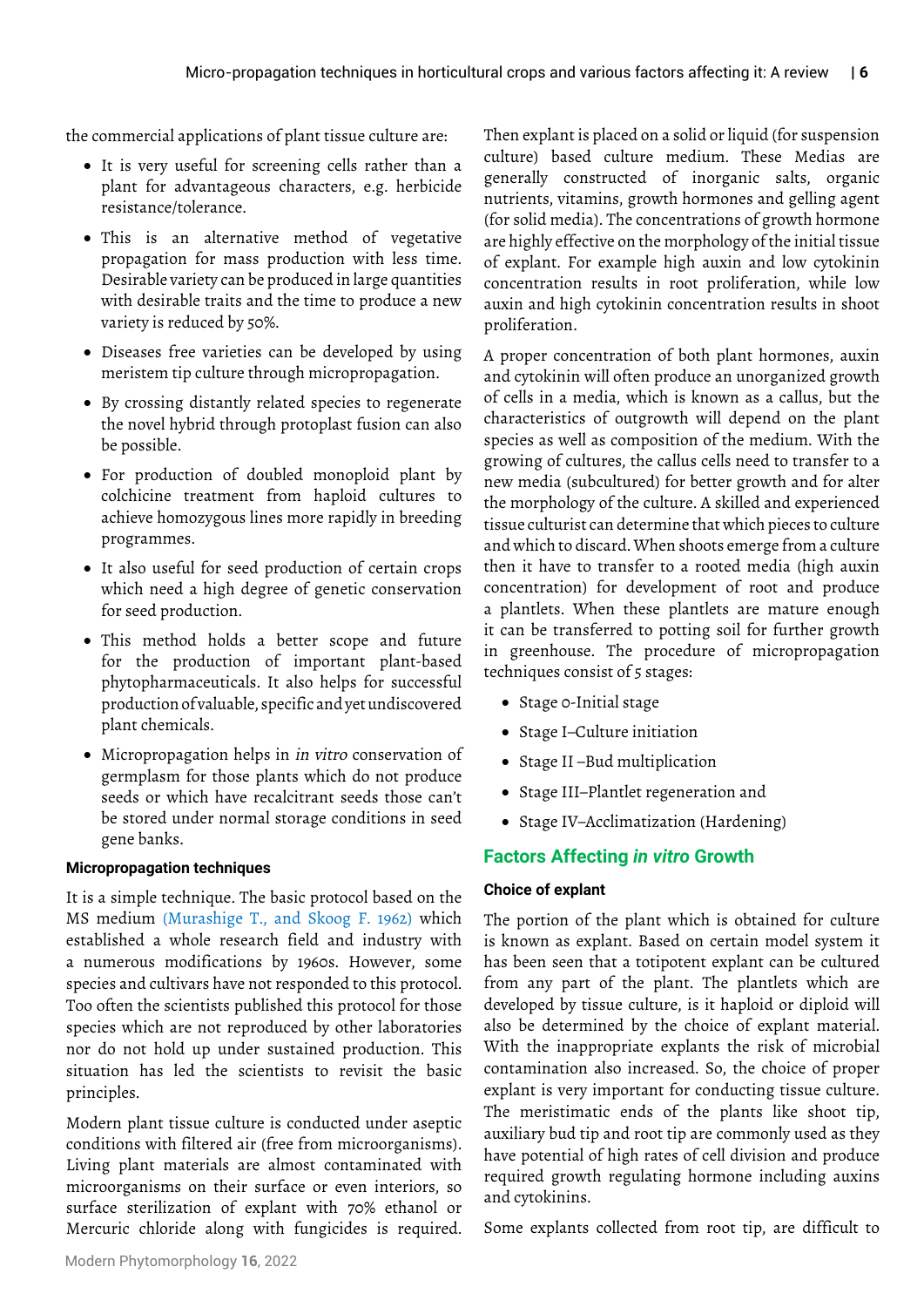the commercial applications of plant tissue culture are:

- It is very useful for screening cells rather than a plant for advantageous characters, e.g. herbicide resistance/tolerance.
- This is an alternative method of vegetative propagation for mass production with less time. Desirable variety can be produced in large quantities with desirable traits and the time to produce a new variety is reduced by 50%.
- Diseases free varieties can be developed by using meristem tip culture through micropropagation.
- By crossing distantly related species to regenerate the novel hybrid through protoplast fusion can also be possible.
- For production of doubled monoploid plant by colchicine treatment from haploid cultures to achieve homozygous lines more rapidly in breeding programmes.
- It also useful for seed production of certain crops which need a high degree of genetic conservation for seed production.
- This method holds a better scope and future for the production of important plant-based phytopharmaceuticals. It also helps for successful production of valuable, specific and yet undiscovered plant chemicals.
- Micropropagation helps in *in vitro* conservation of germplasm for those plants which do not produce seeds or which have recalcitrant seeds those can't be stored under normal storage conditions in seed gene banks.

#### Micropropagation techniques

It is a simple technique. The basic protocol based on the MS medium (Murashige T., and Skoog F. 1962) which established a whole research field and industry with a numerous modifications by 1960s. However, some species and cultivars have not responded to this protocol. Too often the scientists published this protocol for those species which are not reproduced by other laboratories nor do not hold up under sustained production. This situation has led the scientists to revisit the basic principles.

Modern plant tissue culture is conducted under aseptic conditions with filtered air (free from microorganisms). Living plant materials are almost contaminated with microorganisms on their surface or even interiors, so surface sterilization of explant with 70% ethanol or Mercuric chloride along with fungicides is required. Then explant is placed on a solid or liquid (for suspension culture) based culture medium. These Medias are generally constructed of inorganic salts, organic nutrients, vitamins, growth hormones and gelling agent (for solid media). The concentrations of growth hormone are highly effective on the morphology of the initial tissue of explant. For example high auxin and low cytokinin concentration results in root proliferation, while low auxin and high cytokinin concentration results in shoot proliferation.

A proper concentration of both plant hormones, auxin and cytokinin will often produce an unorganized growth of cells in a media, which is known as a callus, but the characteristics of outgrowth will depend on the plant species as well as composition of the medium. With the growing of cultures, the callus cells need to transfer to a new media (subcultured) for better growth and for alter the morphology of the culture. A skilled and experienced tissue culturist can determine that which pieces to culture and which to discard. When shoots emerge from a culture then it have to transfer to a rooted media (high auxin concentration) for development of root and produce a plantlets. When these plantlets are mature enough it can be transferred to potting soil for further growth in greenhouse. The procedure of micropropagation techniques consist of 5 stages:

- Stage 0-Initial stage
- Stage I–Culture initiation
- Stage II –Bud multiplication
- Stage III–Plantlet regeneration and
- Stage IV–Acclimatization (Hardening)

## Factors Affecting *in vitro* Growth

#### Choice of explant

The portion of the plant which is obtained for culture is known as explant. Based on certain model system it has been seen that a totipotent explant can be cultured from any part of the plant. The plantlets which are developed by tissue culture, is it haploid or diploid will also be determined by the choice of explant material. With the inappropriate explants the risk of microbial contamination also increased. So, the choice of proper explant is very important for conducting tissue culture. The meristimatic ends of the plants like shoot tip, auxiliary bud tip and root tip are commonly used as they have potential of high rates of cell division and produce required growth regulating hormone including auxins and cytokinins.

Some explants collected from root tip, are difficult to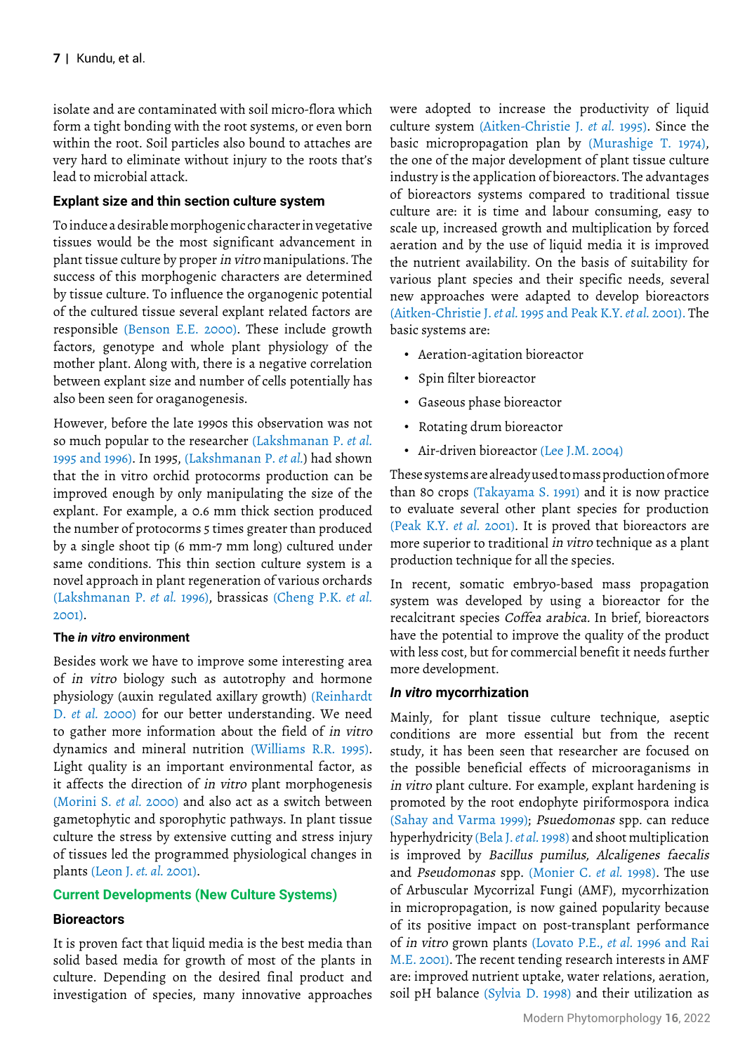isolate and are contaminated with soil micro-flora which form a tight bonding with the root systems, or even born within the root. Soil particles also bound to attaches are very hard to eliminate without injury to the roots that's lead to microbial attack.

### Explant size and thin section culture system

To induce a desirable morphogenic character in vegetative tissues would be the most significant advancement in plant tissue culture by proper *in vitro* manipulations. The success of this morphogenic characters are determined by tissue culture. To influence the organogenic potential of the cultured tissue several explant related factors are responsible (Benson E.E. 2000). These include growth factors, genotype and whole plant physiology of the mother plant. Along with, there is a negative correlation between explant size and number of cells potentially has also been seen for oraganogenesis.

However, before the late 1990s this observation was not so much popular to the researcher (Lakshmanan P. *et al.* 1995 and 1996). In 1995, (Lakshmanan P. *et al.*) had shown that the in vitro orchid protocorms production can be improved enough by only manipulating the size of the explant. For example, a 0.6 mm thick section produced the number of protocorms 5 times greater than produced by a single shoot tip (6 mm-7 mm long) cultured under same conditions. This thin section culture system is a novel approach in plant regeneration of various orchards (Lakshmanan P. *et al.* 1996), brassicas (Cheng P.K. *et al.* 2001).

### The *in vitro* environment

Besides work we have to improve some interesting area of *in vitro* biology such as autotrophy and hormone physiology (auxin regulated axillary growth) (Reinhardt D. *et al.* 2000) for our better understanding. We need to gather more information about the field of *in vitro* dynamics and mineral nutrition (Williams R.R. 1995). Light quality is an important environmental factor, as it affects the direction of *in vitro* plant morphogenesis (Morini S. *et al.* 2000) and also act as a switch between gametophytic and sporophytic pathways. In plant tissue culture the stress by extensive cutting and stress injury of tissues led the programmed physiological changes in plants (Leon J. *et. al.* 2001).

## Current Developments (New Culture Systems)

### Bioreactors

It is proven fact that liquid media is the best media than solid based media for growth of most of the plants in culture. Depending on the desired final product and investigation of species, many innovative approaches were adopted to increase the productivity of liquid culture system (Aitken-Christie J. *et al.* 1995). Since the basic micropropagation plan by (Murashige T. 1974), the one of the major development of plant tissue culture industry is the application of bioreactors. The advantages of bioreactors systems compared to traditional tissue culture are: it is time and labour consuming, easy to scale up, increased growth and multiplication by forced aeration and by the use of liquid media it is improved the nutrient availability. On the basis of suitability for various plant species and their specific needs, several new approaches were adapted to develop bioreactors (Aitken-Christie J. *et al.* 1995 and Peak K.Y. *et al.* 2001). The basic systems are:

- Aeration-agitation bioreactor
- Spin filter bioreactor
- Gaseous phase bioreactor
- Rotating drum bioreactor
- Air-driven bioreactor (Lee J.M. 2004)

These systems are already used to mass production of more than 80 crops (Takayama S. 1991) and it is now practice to evaluate several other plant species for production (Peak K.Y. *et al.* 2001). It is proved that bioreactors are more superior to traditional *in vitro* technique as a plant production technique for all the species.

In recent, somatic embryo-based mass propagation system was developed by using a bioreactor for the recalcitrant species *Coffea arabica.* In brief, bioreactors have the potential to improve the quality of the product with less cost, but for commercial benefit it needs further more development.

### *In vitro* mycorrhization

Mainly, for plant tissue culture technique, aseptic conditions are more essential but from the recent study, it has been seen that researcher are focused on the possible beneficial effects of microoraganisms in *in vitro* plant culture. For example, explant hardening is promoted by the root endophyte piriformospora indica (Sahay and Varma 1999); *Psuedomonas* spp. can reduce hyperhydricity (Bela J. *et al.* 1998) and shoot multiplication is improved by *Bacillus pumilus, Alcaligenes faecalis* and *Pseudomonas* spp. (Monier C. *et al.* 1998). The use of Arbuscular Mycorrizal Fungi (AMF), mycorrhization in micropropagation, is now gained popularity because of its positive impact on post-transplant performance of *in vitro* grown plants (Lovato P.E., *et al.* 1996 and Rai M.E. 2001). The recent tending research interests in AMF are: improved nutrient uptake, water relations, aeration, soil pH balance (Sylvia D. 1998) and their utilization as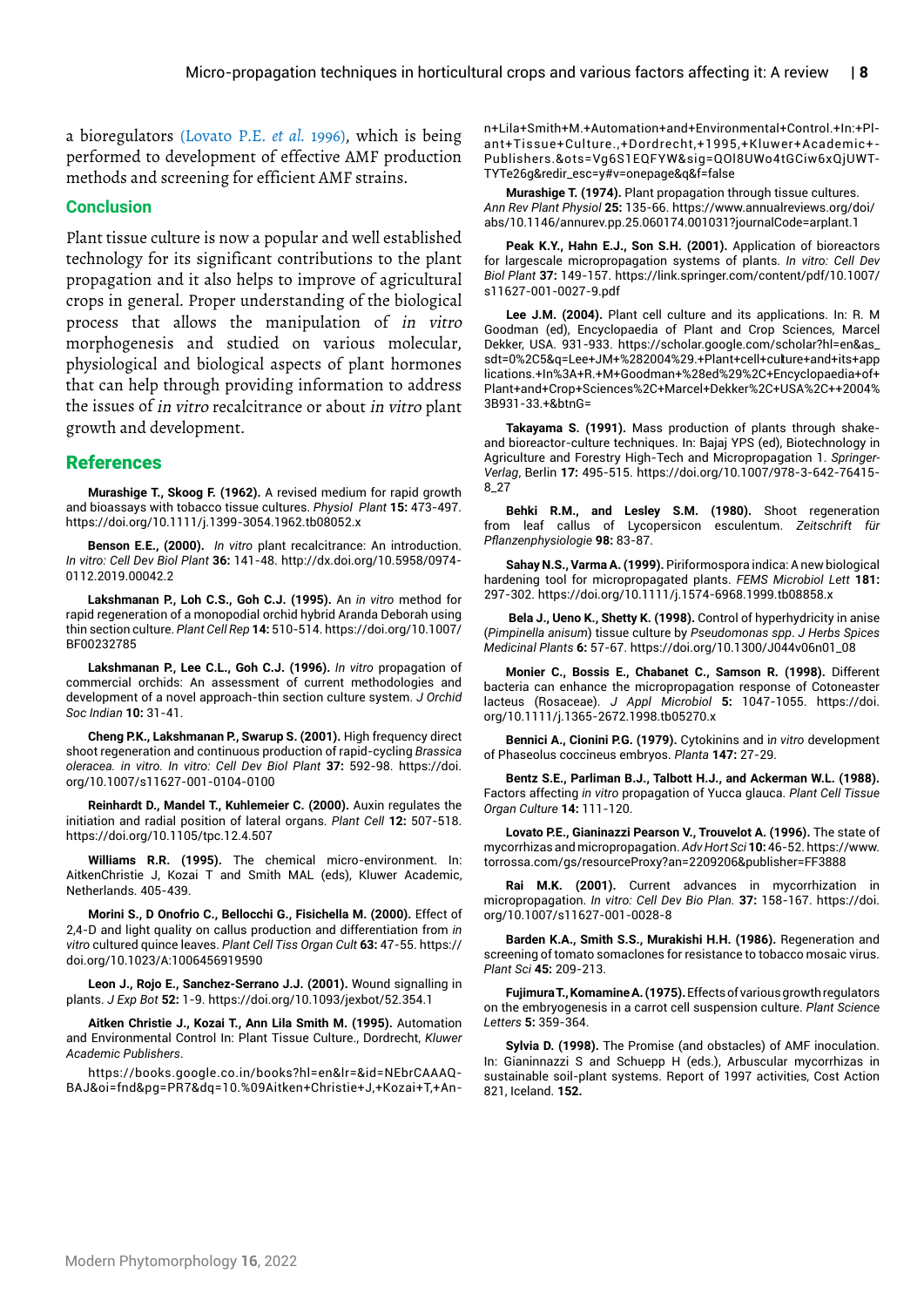a bioregulators (Lovato P.E. *et al.* 1996), which is being performed to development of effective AMF production methods and screening for efficient AMF strains.

## Conclusion

Plant tissue culture is now a popular and well established technology for its significant contributions to the plant propagation and it also helps to improve of agricultural crops in general. Proper understanding of the biological process that allows the manipulation of *in vitro* morphogenesis and studied on various molecular, physiological and biological aspects of plant hormones that can help through providing information to address the issues of *in vitro* recalcitrance or about *in vitro* plant growth and development.

## References

**Murashige T., Skoog F. (1962).** A revised medium for rapid growth and bioassays with tobacco tissue cultures. *Physiol Plant* **15:** 473-497. https://doi.org/10.1111/j.1399-3054.1962.tb08052.x

**Benson E.E., (2000).** *In vitro* plant recalcitrance: An introduction. *In vitro: Cell Dev Biol Plant* **36:** 141-48. http://dx.doi.org/10.5958/0974-0112.2019.00042.2

**Lakshmanan P., Loh C.S., Goh C.J. (1995).** An *in vitro* method for rapid regeneration of a monopodial orchid hybrid Aranda Deborah using thin section culture. *Plant Cell Rep* **14:** 510-514. https://doi.org/10.1007/BF00232785

**Lakshmanan P., Lee C.L., Goh C.J. (1996).** *In vitro* propagation of commercial orchids: An assessment of current methodologies and development of a novel approach-thin section culture system. *J Orchid Soc Indian* **10:** 31-41.

**Cheng P.K., Lakshmanan P., Swarup S. (2001).** High frequency direct shoot regeneration and continuous production of rapid-cycling *Brassica oleracea. in vitro. In vitro: Cell Dev Biol Plant* **37:** 592-98. https://doi.org/10.1007/s11627-001-0104-0100

**Reinhardt D., Mandel T., Kuhlemeier C. (2000).** Auxin regulates the initiation and radial position of lateral organs. *Plant Cell* **12:** 507-518. https://doi.org/10.1105/tpc.12.4.507

**Williams R.R. (1995).** The chemical micro-environment. In: AitkenChristie J, Kozai T and Smith MAL (eds), Kluwer Academic, Netherlands. 405-439.

**Morini S., D Onofrio C., Bellocchi G., Fisichella M. (2000).** Effect of 2,4-D and light quality on callus production and differentiation from *in vitro* cultured quince leaves. *Plant Cell Tiss Organ Cult* **63:** 47-55. https://doi.org/10.1023/A:1006456919590

**Leon J., Rojo E., Sanchez-Serrano J.J. (2001).** Wound signalling in plants. *J Exp Bot* **52:** 1-9. https://doi.org/10.1093/jexbot/52.354.1

**Aitken Christie J., Kozai T., Ann Lila Smith M. (1995).** Automation and Environmental Control In: Plant Tissue Culture., Dordrecht, *Kluwer Academic Publishers*.

https://books.google.co.in/books?hl=en&lr=&id=NEbrCAAAQBAJ&oi=fnd&pg=PR7&dq=10.%09Aitken+Christie+J,+Kozai+T,+Ann+Lila+Smith+M.+Automation+and+Environmental+Control.+In:+Plant+Tissue+Culture.,+Dordrecht,+1995,+Kluwer+Academic+Publishers.&ots=Vg6S1EQFYW&sig=QOI8UWo4tGCiw6xQjUWTTYTe26g&redir_esc=y#v=onepage&q&f=false

**Murashige T. (1974).** Plant propagation through tissue cultures. *Ann Rev Plant Physiol* **25:** 135-66. https://www.annualreviews.org/doi/abs/10.1146/annurev.pp.25.060174.001031?journalCode=arplant.1

**Peak K.Y., Hahn E.J., Son S.H. (2001).** Application of bioreactors for largescale micropropagation systems of plants. *In vitro: Cell Dev Biol Plant* **37:** 149-157. https://link.springer.com/content/pdf/10.1007/s11627-001-0027-9.pdf

**Lee J.M. (2004).** Plant cell culture and its applications. In: R. M Goodman (ed), Encyclopaedia of Plant and Crop Sciences, Marcel Dekker, USA. 931-933. https://scholar.google.com/scholar?hl=en&as_sdt=0%2C5&q=Lee+JM+%282004%29.+Plant+cell+culture+and+its+applications.+In%3A+R.+M+Goodman+%28ed%29%2C+Encyclopaedia+of+Plant+and+Crop+Sciences%2C+Marcel+Dekker%2C+USA%2C++2004%3B931-33.+&btnG=

**Takayama S. (1991).** Mass production of plants through shake- and bioreactor-culture techniques. In: Bajaj YPS (ed), Biotechnology in Agriculture and Forestry High-Tech and Micropropagation 1. *Springer-Verlag*, Berlin **17:** 495-515. https://doi.org/10.1007/978-3-642-76415-8_27

**Behki R.M., and Lesley S.M. (1980).** Shoot regeneration from leaf callus of Lycopersicon esculentum. *Zeitschrift für Pflanzenphysiologie* **98:** 83-87.

**Sahay N.S., Varma A. (1999).** Piriformospora indica: A new biological hardening tool for micropropagated plants. *FEMS Microbiol Lett* **181:** 297-302. https://doi.org/10.1111/j.1574-6968.1999.tb08858.x

**Bela J., Ueno K., Shetty K. (1998).** Control of hyperhydricity in anise (*Pimpinella anisum*) tissue culture by *Pseudomonas spp*. *J Herbs Spices Medicinal Plants* **6:** 57-67. https://doi.org/10.1300/J044v06n01_08

**Monier C., Bossis E., Chabanet C., Samson R. (1998).** Different bacteria can enhance the micropropagation response of Cotoneaster lacteus (Rosaceae). *J Appl Microbiol* **5:** 1047-1055. https://doi.org/10.1111/j.1365-2672.1998.tb05270.x

**Bennici A., Cionini P.G. (1979).** Cytokinins and i*n vitro* development of Phaseolus coccineus embryos. *Planta* **147:** 27-29.

**Bentz S.E., Parliman B.J., Talbott H.J., and Ackerman W.L. (1988).** Factors affecting *in vitro* propagation of Yucca glauca. *Plant Cell Tissue Organ Culture* **14:** 111-120.

**Lovato P.E., Gianinazzi Pearson V., Trouvelot A. (1996).** The state of mycorrhizas and micropropagation. *Adv Hort Sci* **10:** 46-52. https://www.torrossa.com/gs/resourceProxy?an=2209206&publisher=FF3888

**Rai M.K. (2001).** Current advances in mycorrhization in micropropagation. *In vitro: Cell Dev Bio Plan.* **37:** 158-167. https://doi.org/10.1007/s11627-001-0028-8

**Barden K.A., Smith S.S., Murakishi H.H. (1986).** Regeneration and screening of tomato somaclones for resistance to tobacco mosaic virus. *Plant Sci* **45:** 209-213.

**Fujimura T., Komamine A. (1975).** Effects of various growth regulators on the embryogenesis in a carrot cell suspension culture. *Plant Science Letters* **5:** 359-364.

**Sylvia D. (1998).** The Promise (and obstacles) of AMF inoculation. In: Gianinnazzi S and Schuepp H (eds.), Arbuscular mycorrhizas in sustainable soil-plant systems. Report of 1997 activities, Cost Action 821, Iceland. **152.**